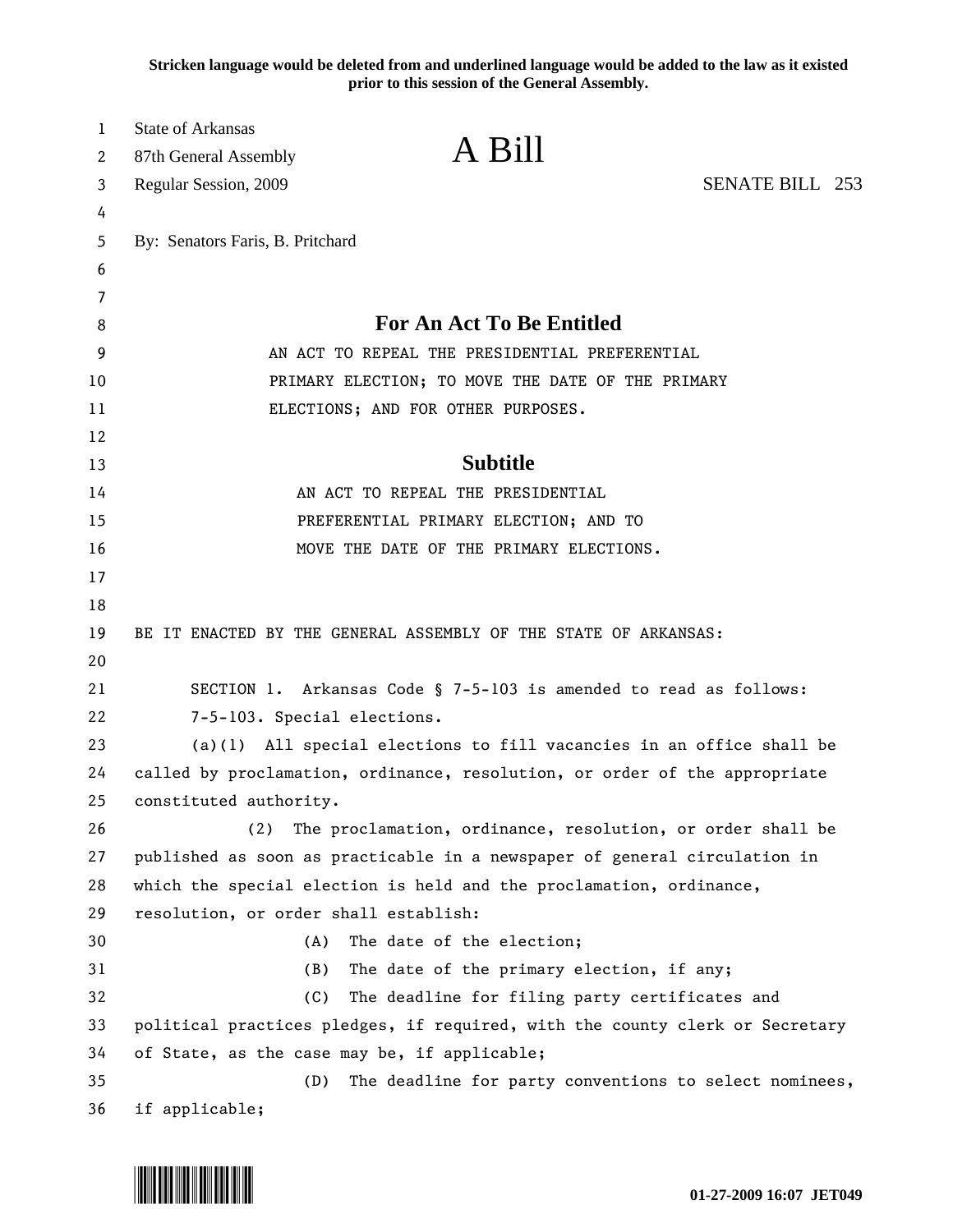**Stricken language would be deleted from and underlined language would be added to the law as it existed prior to this session of the General Assembly.**

State of Arkansas
87th General Assembly
Regular Session, 2009

# A Bill

SENATE BILL 253

By: Senators Faris, B. Pritchard

## For An Act To Be Entitled

AN ACT TO REPEAL THE PRESIDENTIAL PREFERENTIAL PRIMARY ELECTION; TO MOVE THE DATE OF THE PRIMARY ELECTIONS; AND FOR OTHER PURPOSES.

## Subtitle

AN ACT TO REPEAL THE PRESIDENTIAL PREFERENTIAL PRIMARY ELECTION; AND TO MOVE THE DATE OF THE PRIMARY ELECTIONS.

BE IT ENACTED BY THE GENERAL ASSEMBLY OF THE STATE OF ARKANSAS:

SECTION 1. Arkansas Code § 7-5-103 is amended to read as follows:

7-5-103. Special elections.

(a)(1) All special elections to fill vacancies in an office shall be called by proclamation, ordinance, resolution, or order of the appropriate constituted authority.

(2) The proclamation, ordinance, resolution, or order shall be published as soon as practicable in a newspaper of general circulation in which the special election is held and the proclamation, ordinance, resolution, or order shall establish:

(A) The date of the election;

(B) The date of the primary election, if any;

(C) The deadline for filing party certificates and political practices pledges, if required, with the county clerk or Secretary of State, as the case may be, if applicable;

(D) The deadline for party conventions to select nominees, if applicable;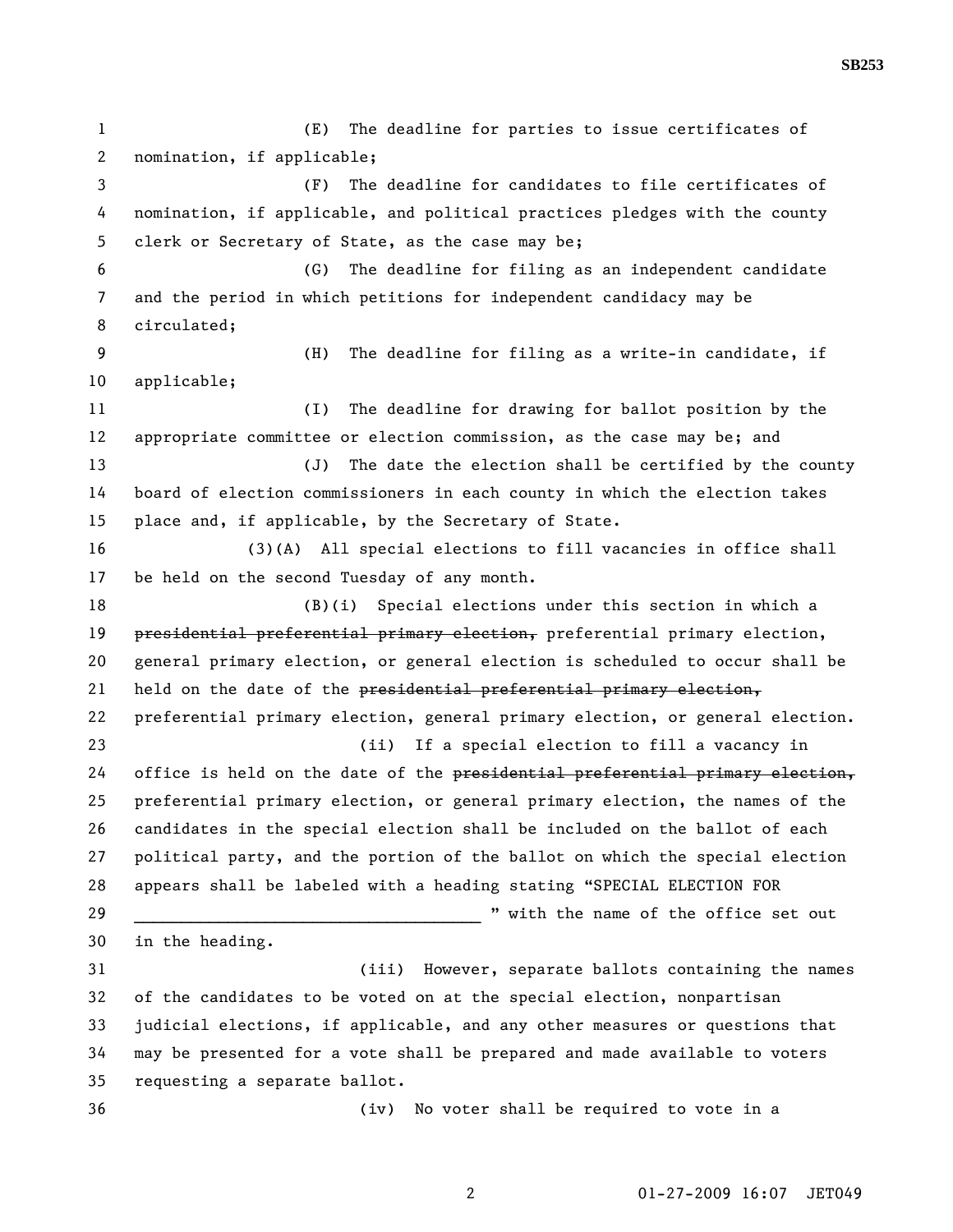(E) The deadline for parties to issue certificates of nomination, if applicable;

(F) The deadline for candidates to file certificates of nomination, if applicable, and political practices pledges with the county clerk or Secretary of State, as the case may be;

(G) The deadline for filing as an independent candidate and the period in which petitions for independent candidacy may be circulated;

(H) The deadline for filing as a write-in candidate, if applicable;

(I) The deadline for drawing for ballot position by the appropriate committee or election commission, as the case may be; and

(J) The date the election shall be certified by the county board of election commissioners in each county in which the election takes place and, if applicable, by the Secretary of State.

(3)(A) All special elections to fill vacancies in office shall be held on the second Tuesday of any month.

(B)(i) Special elections under this section in which a ~~presidential preferential primary election,~~ preferential primary election, general primary election, or general election is scheduled to occur shall be held on the date of the ~~presidential preferential primary election,~~ preferential primary election, general primary election, or general election.

(ii) If a special election to fill a vacancy in office is held on the date of the ~~presidential preferential primary election,~~ preferential primary election, or general primary election, the names of the candidates in the special election shall be included on the ballot of each political party, and the portion of the ballot on which the special election appears shall be labeled with a heading stating "SPECIAL ELECTION FOR ______________________________________ " with the name of the office set out in the heading.

(iii) However, separate ballots containing the names of the candidates to be voted on at the special election, nonpartisan judicial elections, if applicable, and any other measures or questions that may be presented for a vote shall be prepared and made available to voters requesting a separate ballot.

(iv) No voter shall be required to vote in a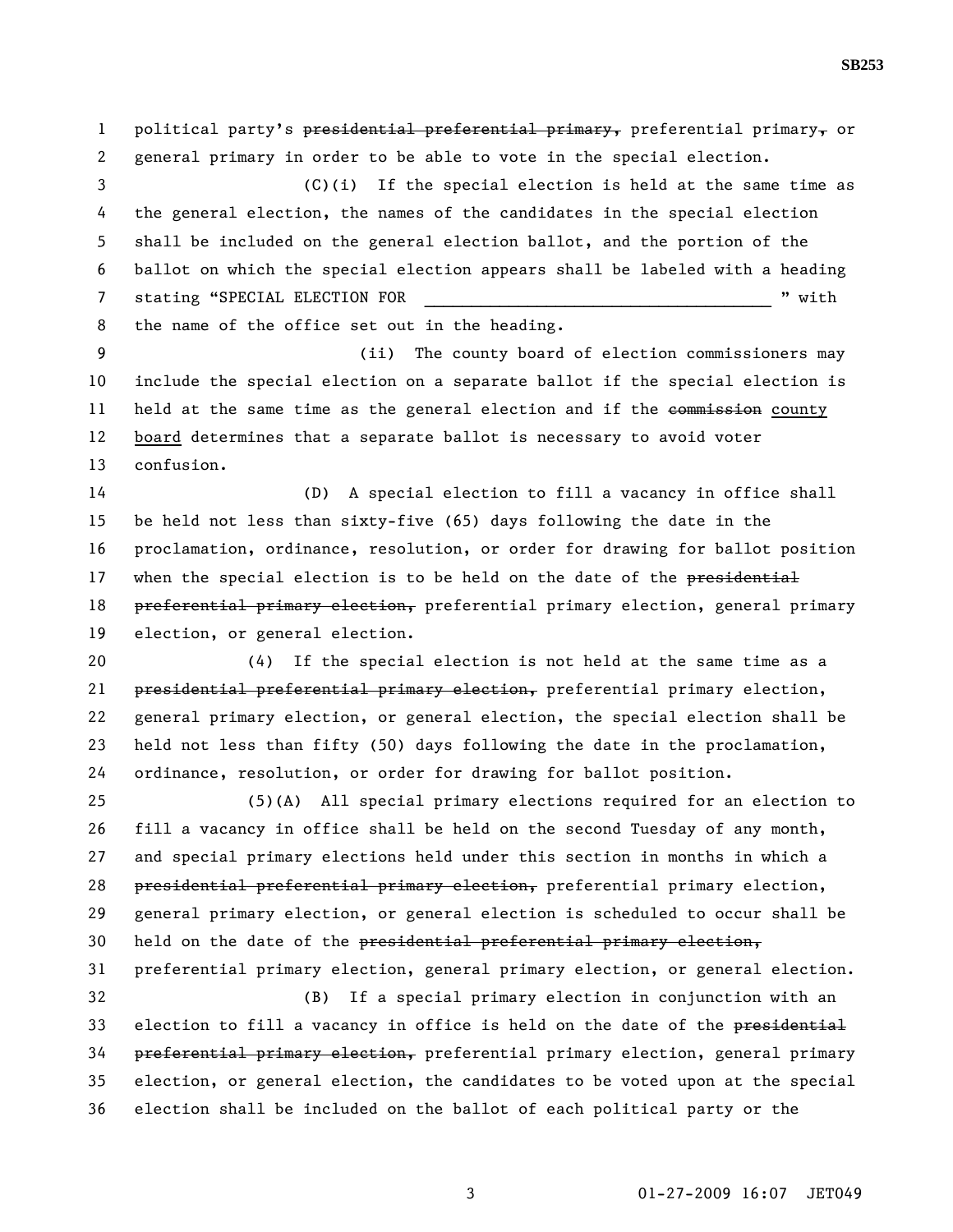political party's ~~presidential preferential primary,~~ preferential primary~~,~~ or general primary in order to be able to vote in the special election.

(C)(i) If the special election is held at the same time as the general election, the names of the candidates in the special election shall be included on the general election ballot, and the portion of the ballot on which the special election appears shall be labeled with a heading stating "SPECIAL ELECTION FOR \_\_\_\_\_\_\_\_\_\_\_\_\_\_\_\_\_\_\_\_\_\_\_\_\_\_\_\_\_\_\_\_\_\_\_\_\_\_" with the name of the office set out in the heading.

(ii) The county board of election commissioners may include the special election on a separate ballot if the special election is held at the same time as the general election and if the ~~commission~~ <u>county board</u> determines that a separate ballot is necessary to avoid voter confusion.

(D) A special election to fill a vacancy in office shall be held not less than sixty-five (65) days following the date in the proclamation, ordinance, resolution, or order for drawing for ballot position when the special election is to be held on the date of the ~~presidential preferential primary election,~~ preferential primary election, general primary election, or general election.

(4) If the special election is not held at the same time as a ~~presidential preferential primary election,~~ preferential primary election, general primary election, or general election, the special election shall be held not less than fifty (50) days following the date in the proclamation, ordinance, resolution, or order for drawing for ballot position.

(5)(A) All special primary elections required for an election to fill a vacancy in office shall be held on the second Tuesday of any month, and special primary elections held under this section in months in which a ~~presidential preferential primary election,~~ preferential primary election, general primary election, or general election is scheduled to occur shall be held on the date of the ~~presidential preferential primary election,~~ preferential primary election, general primary election, or general election.

(B) If a special primary election in conjunction with an election to fill a vacancy in office is held on the date of the ~~presidential preferential primary election,~~ preferential primary election, general primary election, or general election, the candidates to be voted upon at the special election shall be included on the ballot of each political party or the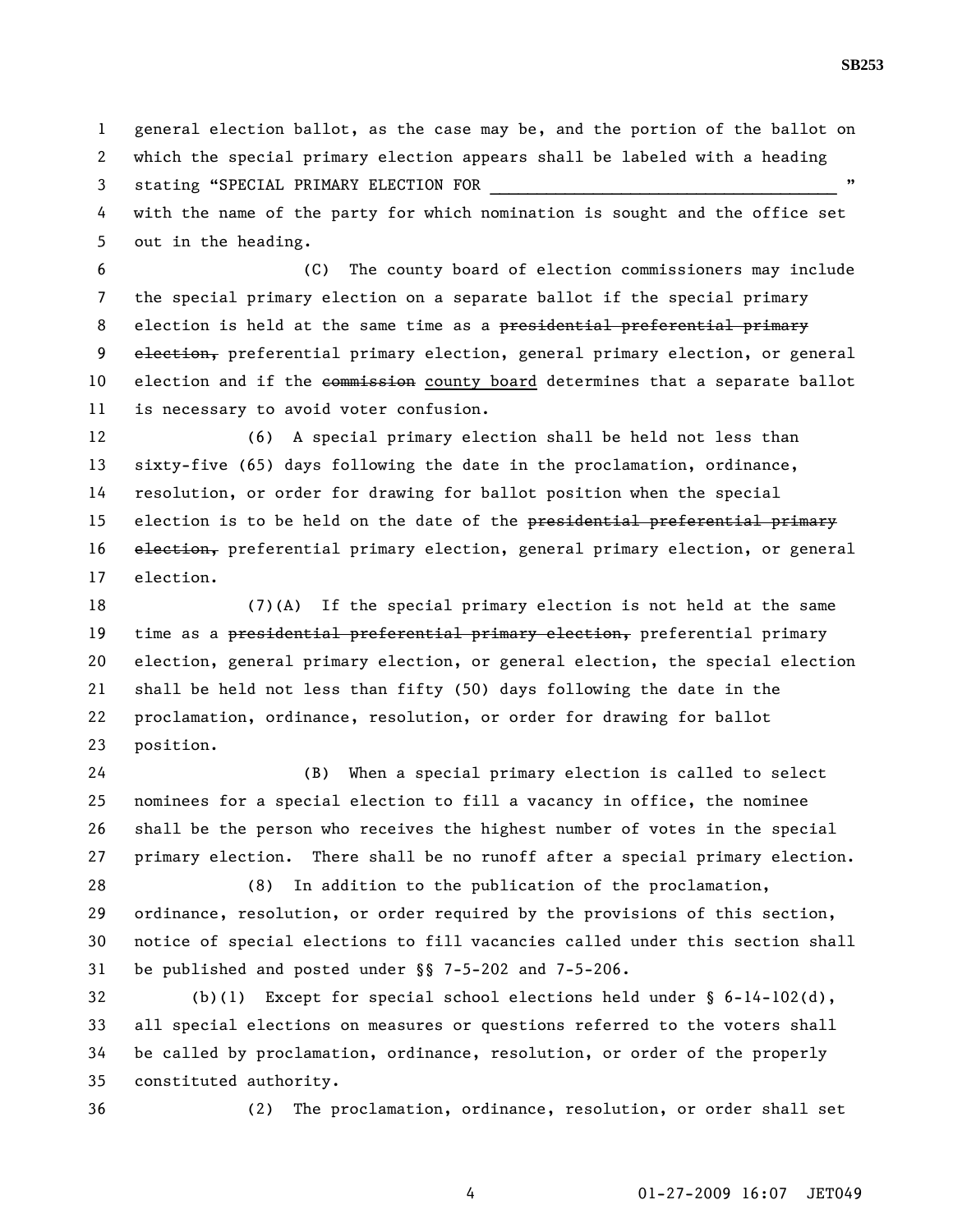general election ballot, as the case may be, and the portion of the ballot on which the special primary election appears shall be labeled with a heading stating "SPECIAL PRIMARY ELECTION FOR ___________________________________ " with the name of the party for which nomination is sought and the office set out in the heading.

(C) The county board of election commissioners may include the special primary election on a separate ballot if the special primary election is held at the same time as a ~~presidential preferential primary election,~~ preferential primary election, general primary election, or general election and if the ~~commission~~ county board determines that a separate ballot is necessary to avoid voter confusion.

(6) A special primary election shall be held not less than sixty-five (65) days following the date in the proclamation, ordinance, resolution, or order for drawing for ballot position when the special election is to be held on the date of the ~~presidential preferential primary election,~~ preferential primary election, general primary election, or general election.

(7)(A) If the special primary election is not held at the same time as a ~~presidential preferential primary election,~~ preferential primary election, general primary election, or general election, the special election shall be held not less than fifty (50) days following the date in the proclamation, ordinance, resolution, or order for drawing for ballot position.

(B) When a special primary election is called to select nominees for a special election to fill a vacancy in office, the nominee shall be the person who receives the highest number of votes in the special primary election. There shall be no runoff after a special primary election.

(8) In addition to the publication of the proclamation, ordinance, resolution, or order required by the provisions of this section, notice of special elections to fill vacancies called under this section shall be published and posted under §§ 7-5-202 and 7-5-206.

(b)(1) Except for special school elections held under § 6-14-102(d), all special elections on measures or questions referred to the voters shall be called by proclamation, ordinance, resolution, or order of the properly constituted authority.

(2) The proclamation, ordinance, resolution, or order shall set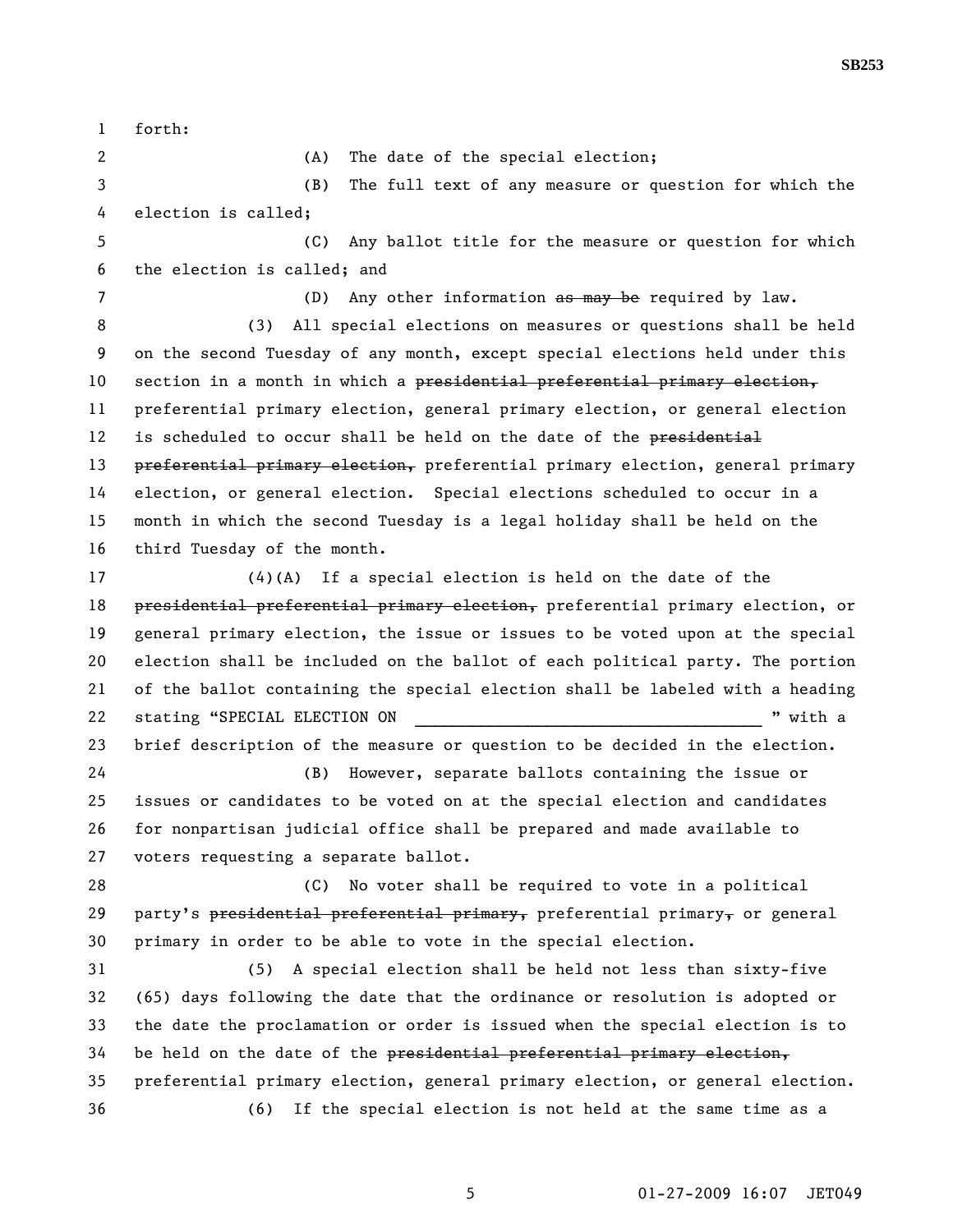forth:

(A) The date of the special election;

(B) The full text of any measure or question for which the election is called;

(C) Any ballot title for the measure or question for which the election is called; and

(D) Any other information ~~as may be~~ required by law.

(3) All special elections on measures or questions shall be held on the second Tuesday of any month, except special elections held under this section in a month in which a ~~presidential preferential primary election,~~ preferential primary election, general primary election, or general election is scheduled to occur shall be held on the date of the ~~presidential preferential primary election,~~ preferential primary election, general primary election, or general election. Special elections scheduled to occur in a month in which the second Tuesday is a legal holiday shall be held on the third Tuesday of the month.

(4)(A) If a special election is held on the date of the ~~presidential preferential primary election,~~ preferential primary election, or general primary election, the issue or issues to be voted upon at the special election shall be included on the ballot of each political party. The portion of the ballot containing the special election shall be labeled with a heading stating "SPECIAL ELECTION ON ____________________________________ " with a brief description of the measure or question to be decided in the election.

(B) However, separate ballots containing the issue or issues or candidates to be voted on at the special election and candidates for nonpartisan judicial office shall be prepared and made available to voters requesting a separate ballot.

(C) No voter shall be required to vote in a political party's ~~presidential preferential primary,~~ preferential primary~~,~~ or general primary in order to be able to vote in the special election.

(5) A special election shall be held not less than sixty-five (65) days following the date that the ordinance or resolution is adopted or the date the proclamation or order is issued when the special election is to be held on the date of the ~~presidential preferential primary election,~~ preferential primary election, general primary election, or general election.

(6) If the special election is not held at the same time as a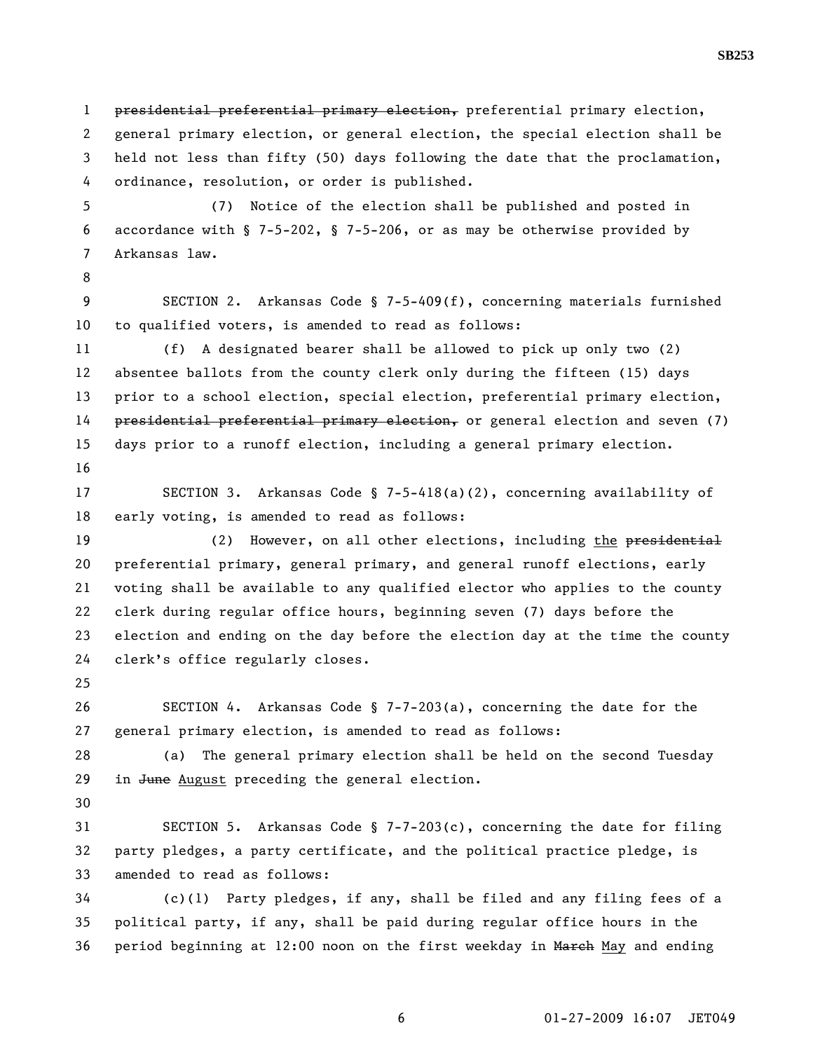~~presidential preferential primary election,~~ preferential primary election, general primary election, or general election, the special election shall be held not less than fifty (50) days following the date that the proclamation, ordinance, resolution, or order is published.

(7) Notice of the election shall be published and posted in accordance with § 7-5-202, § 7-5-206, or as may be otherwise provided by Arkansas law.

SECTION 2. Arkansas Code § 7-5-409(f), concerning materials furnished to qualified voters, is amended to read as follows:

(f) A designated bearer shall be allowed to pick up only two (2) absentee ballots from the county clerk only during the fifteen (15) days prior to a school election, special election, preferential primary election, ~~presidential preferential primary election,~~ or general election and seven (7) days prior to a runoff election, including a general primary election.

SECTION 3. Arkansas Code § 7-5-418(a)(2), concerning availability of early voting, is amended to read as follows:

(2) However, on all other elections, including <u>the</u> ~~presidential~~ preferential primary, general primary, and general runoff elections, early voting shall be available to any qualified elector who applies to the county clerk during regular office hours, beginning seven (7) days before the election and ending on the day before the election day at the time the county clerk's office regularly closes.

SECTION 4. Arkansas Code § 7-7-203(a), concerning the date for the general primary election, is amended to read as follows:

(a) The general primary election shall be held on the second Tuesday in ~~June~~ <u>August</u> preceding the general election.

SECTION 5. Arkansas Code § 7-7-203(c), concerning the date for filing party pledges, a party certificate, and the political practice pledge, is amended to read as follows:

(c)(1) Party pledges, if any, shall be filed and any filing fees of a political party, if any, shall be paid during regular office hours in the period beginning at 12:00 noon on the first weekday in ~~March~~ <u>May</u> and ending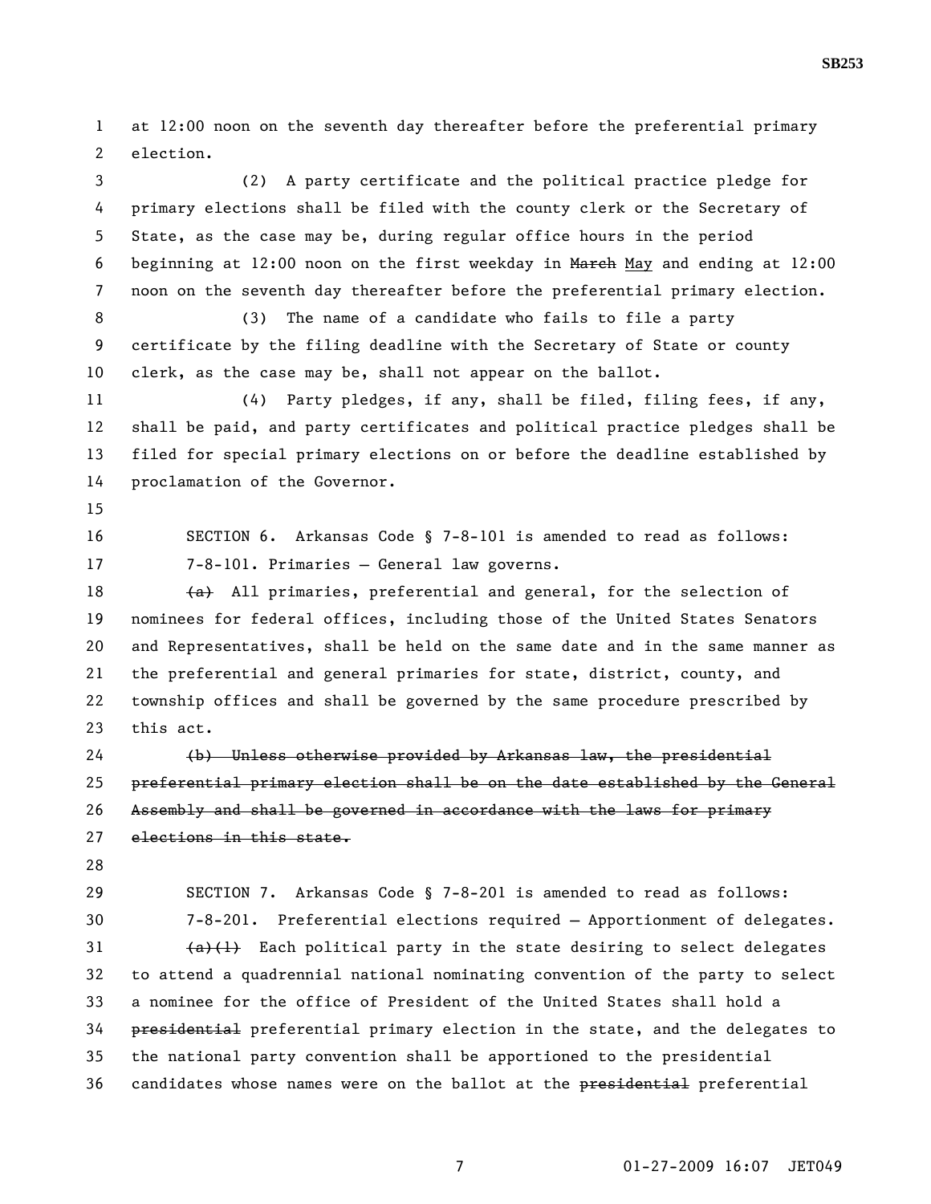at 12:00 noon on the seventh day thereafter before the preferential primary election.

(2) A party certificate and the political practice pledge for primary elections shall be filed with the county clerk or the Secretary of State, as the case may be, during regular office hours in the period beginning at 12:00 noon on the first weekday in ~~March~~ May and ending at 12:00 noon on the seventh day thereafter before the preferential primary election.

(3) The name of a candidate who fails to file a party certificate by the filing deadline with the Secretary of State or county clerk, as the case may be, shall not appear on the ballot.

(4) Party pledges, if any, shall be filed, filing fees, if any, shall be paid, and party certificates and political practice pledges shall be filed for special primary elections on or before the deadline established by proclamation of the Governor.

SECTION 6. Arkansas Code § 7-8-101 is amended to read as follows:

7-8-101. Primaries — General law governs.

~~(a)~~ All primaries, preferential and general, for the selection of nominees for federal offices, including those of the United States Senators and Representatives, shall be held on the same date and in the same manner as the preferential and general primaries for state, district, county, and township offices and shall be governed by the same procedure prescribed by this act.

~~(b) Unless otherwise provided by Arkansas law, the presidential preferential primary election shall be on the date established by the General Assembly and shall be governed in accordance with the laws for primary elections in this state.~~

SECTION 7. Arkansas Code § 7-8-201 is amended to read as follows:

7-8-201. Preferential elections required — Apportionment of delegates.

~~(a)(1)~~ Each political party in the state desiring to select delegates to attend a quadrennial national nominating convention of the party to select a nominee for the office of President of the United States shall hold a ~~presidential~~ preferential primary election in the state, and the delegates to the national party convention shall be apportioned to the presidential candidates whose names were on the ballot at the ~~presidential~~ preferential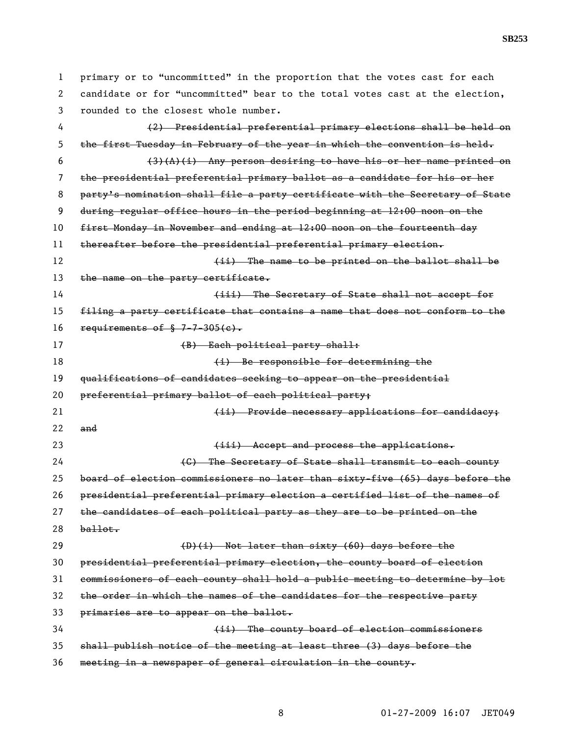primary or to "uncommitted" in the proportion that the votes cast for each candidate or for "uncommitted" bear to the total votes cast at the election, rounded to the closest whole number.

~~(2) Presidential preferential primary elections shall be held on the first Tuesday in February of the year in which the convention is held.~~

~~(3)(A)(i) Any person desiring to have his or her name printed on the presidential preferential primary ballot as a candidate for his or her party's nomination shall file a party certificate with the Secretary of State during regular office hours in the period beginning at 12:00 noon on the first Monday in November and ending at 12:00 noon on the fourteenth day thereafter before the presidential preferential primary election.~~

~~(ii) The name to be printed on the ballot shall be the name on the party certificate.~~

~~(iii) The Secretary of State shall not accept for filing a party certificate that contains a name that does not conform to the requirements of § 7-7-305(c).~~

~~(B) Each political party shall:~~

~~(i) Be responsible for determining the qualifications of candidates seeking to appear on the presidential preferential primary ballot of each political party;~~

~~(ii) Provide necessary applications for candidacy; and~~

~~(iii) Accept and process the applications.~~

~~(C) The Secretary of State shall transmit to each county board of election commissioners no later than sixty-five (65) days before the presidential preferential primary election a certified list of the names of the candidates of each political party as they are to be printed on the ballot.~~

~~(D)(i) Not later than sixty (60) days before the presidential preferential primary election, the county board of election commissioners of each county shall hold a public meeting to determine by lot the order in which the names of the candidates for the respective party primaries are to appear on the ballot.~~

~~(ii) The county board of election commissioners shall publish notice of the meeting at least three (3) days before the meeting in a newspaper of general circulation in the county.~~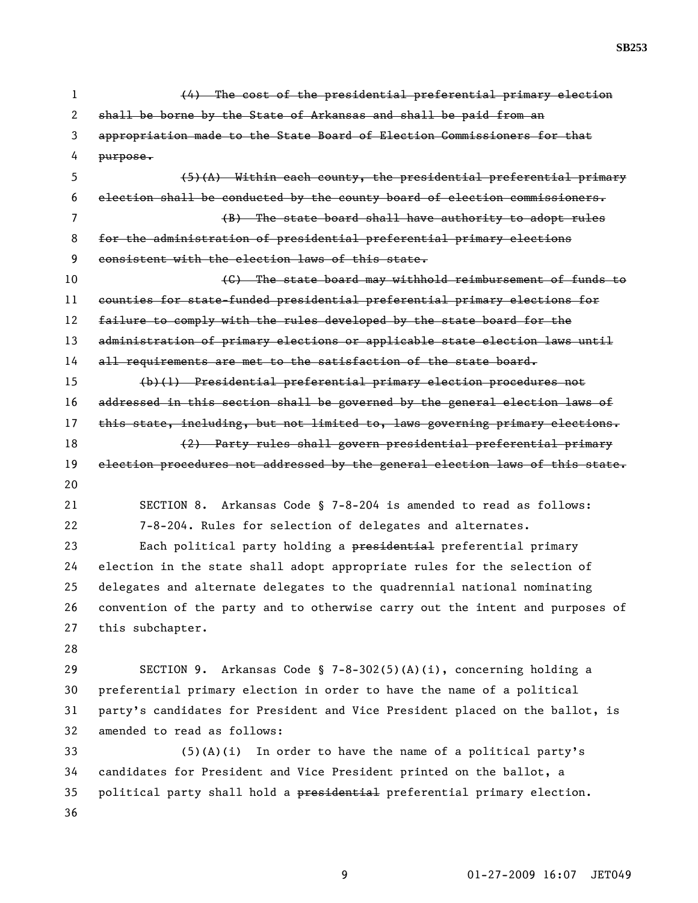~~(4) The cost of the presidential preferential primary election shall be borne by the State of Arkansas and shall be paid from an appropriation made to the State Board of Election Commissioners for that purpose.~~

~~(5)(A) Within each county, the presidential preferential primary election shall be conducted by the county board of election commissioners.~~

~~(B) The state board shall have authority to adopt rules for the administration of presidential preferential primary elections consistent with the election laws of this state.~~

~~(C) The state board may withhold reimbursement of funds to counties for state-funded presidential preferential primary elections for failure to comply with the rules developed by the state board for the administration of primary elections or applicable state election laws until all requirements are met to the satisfaction of the state board.~~

~~(b)(1) Presidential preferential primary election procedures not addressed in this section shall be governed by the general election laws of this state, including, but not limited to, laws governing primary elections.~~

~~(2) Party rules shall govern presidential preferential primary election procedures not addressed by the general election laws of this state.~~

SECTION 8. Arkansas Code § 7-8-204 is amended to read as follows:

7-8-204. Rules for selection of delegates and alternates.

Each political party holding a ~~presidential~~ preferential primary election in the state shall adopt appropriate rules for the selection of delegates and alternate delegates to the quadrennial national nominating convention of the party and to otherwise carry out the intent and purposes of this subchapter.

SECTION 9. Arkansas Code § 7-8-302(5)(A)(i), concerning holding a preferential primary election in order to have the name of a political party's candidates for President and Vice President placed on the ballot, is amended to read as follows:

(5)(A)(i) In order to have the name of a political party's candidates for President and Vice President printed on the ballot, a political party shall hold a ~~presidential~~ preferential primary election.